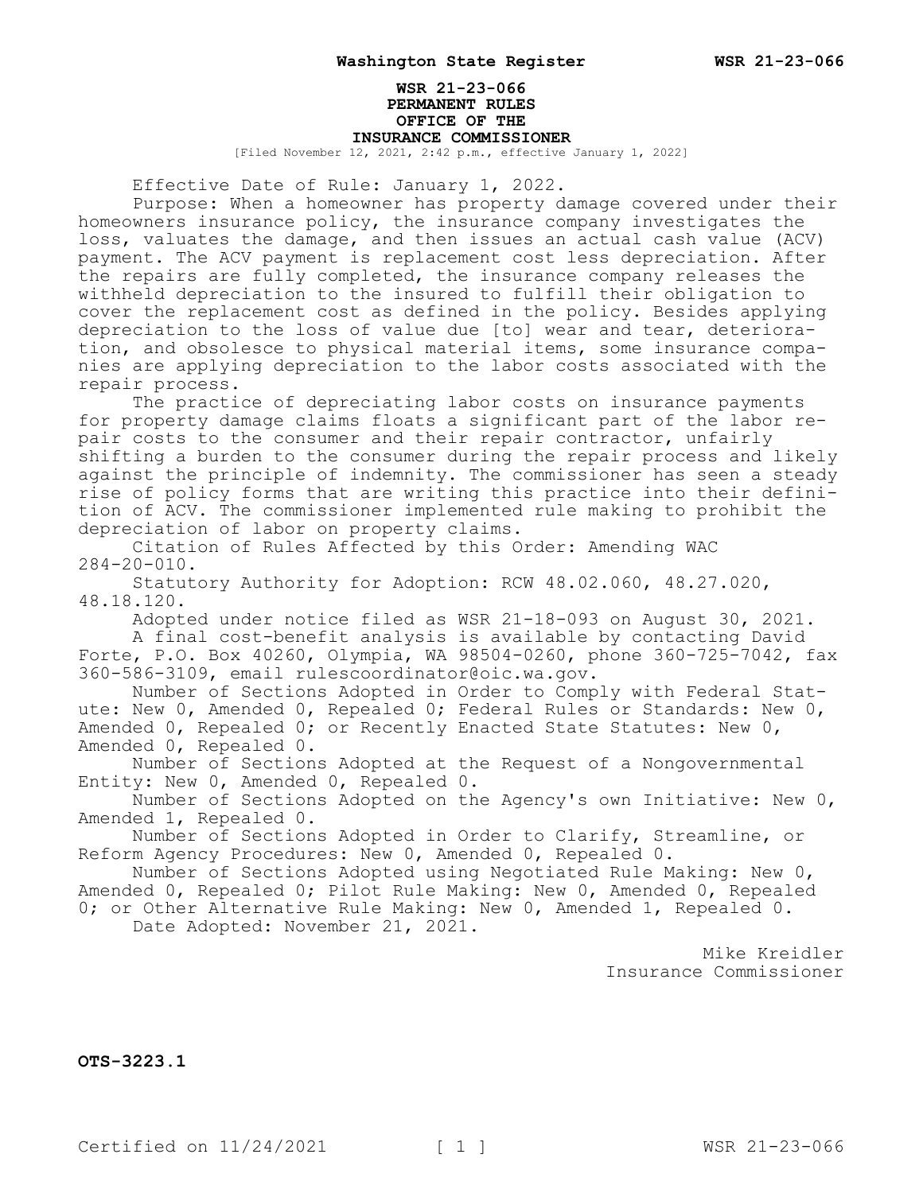**WSR 21-23-066**
**PERMANENT RULES**
**OFFICE OF THE**
**INSURANCE COMMISSIONER**

[Filed November 12, 2021, 2:42 p.m., effective January 1, 2022]

Effective Date of Rule: January 1, 2022.

Purpose: When a homeowner has property damage covered under their homeowners insurance policy, the insurance company investigates the loss, valuates the damage, and then issues an actual cash value (ACV) payment. The ACV payment is replacement cost less depreciation. After the repairs are fully completed, the insurance company releases the withheld depreciation to the insured to fulfill their obligation to cover the replacement cost as defined in the policy. Besides applying depreciation to the loss of value due [to] wear and tear, deterioration, and obsolesce to physical material items, some insurance companies are applying depreciation to the labor costs associated with the repair process.

The practice of depreciating labor costs on insurance payments for property damage claims floats a significant part of the labor repair costs to the consumer and their repair contractor, unfairly shifting a burden to the consumer during the repair process and likely against the principle of indemnity. The commissioner has seen a steady rise of policy forms that are writing this practice into their definition of ACV. The commissioner implemented rule making to prohibit the depreciation of labor on property claims.

Citation of Rules Affected by this Order: Amending WAC 284-20-010.

Statutory Authority for Adoption: RCW 48.02.060, 48.27.020, 48.18.120.

Adopted under notice filed as WSR 21-18-093 on August 30, 2021.

A final cost-benefit analysis is available by contacting David Forte, P.O. Box 40260, Olympia, WA 98504-0260, phone 360-725-7042, fax 360-586-3109, email rulescoordinator@oic.wa.gov.

Number of Sections Adopted in Order to Comply with Federal Statute: New 0, Amended 0, Repealed 0; Federal Rules or Standards: New 0, Amended 0, Repealed 0; or Recently Enacted State Statutes: New 0, Amended 0, Repealed 0.

Number of Sections Adopted at the Request of a Nongovernmental Entity: New 0, Amended 0, Repealed 0.

Number of Sections Adopted on the Agency's own Initiative: New 0, Amended 1, Repealed 0.

Number of Sections Adopted in Order to Clarify, Streamline, or Reform Agency Procedures: New 0, Amended 0, Repealed 0.

Number of Sections Adopted using Negotiated Rule Making: New 0, Amended 0, Repealed 0; Pilot Rule Making: New 0, Amended 0, Repealed 0; or Other Alternative Rule Making: New 0, Amended 1, Repealed 0.

Date Adopted: November 21, 2021.

Mike Kreidler
Insurance Commissioner

**OTS-3223.1**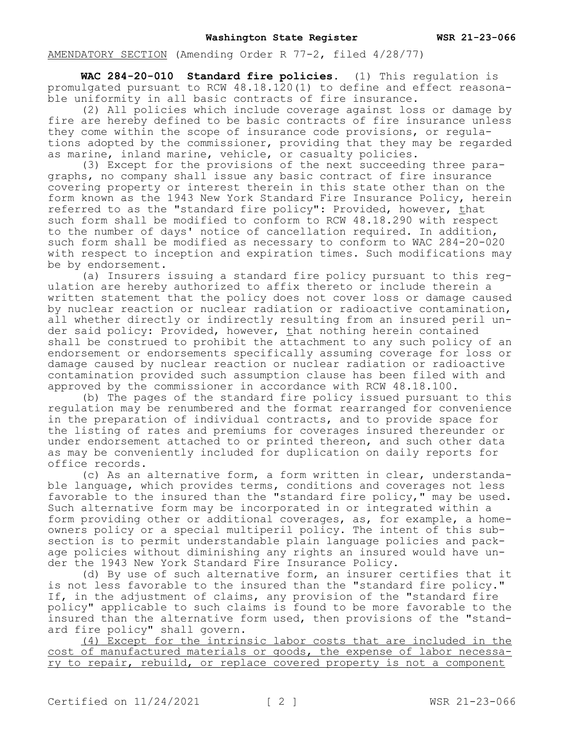AMENDATORY SECTION (Amending Order R 77-2, filed 4/28/77)

**WAC 284-20-010 Standard fire policies.** (1) This regulation is promulgated pursuant to RCW 48.18.120(1) to define and effect reasonable uniformity in all basic contracts of fire insurance.

(2) All policies which include coverage against loss or damage by fire are hereby defined to be basic contracts of fire insurance unless they come within the scope of insurance code provisions, or regulations adopted by the commissioner, providing that they may be regarded as marine, inland marine, vehicle, or casualty policies.

(3) Except for the provisions of the next succeeding three paragraphs, no company shall issue any basic contract of fire insurance covering property or interest therein in this state other than on the form known as the 1943 New York Standard Fire Insurance Policy, herein referred to as the "standard fire policy": Provided, however, that such form shall be modified to conform to RCW 48.18.290 with respect to the number of days' notice of cancellation required. In addition, such form shall be modified as necessary to conform to WAC 284-20-020 with respect to inception and expiration times. Such modifications may be by endorsement.

(a) Insurers issuing a standard fire policy pursuant to this regulation are hereby authorized to affix thereto or include therein a written statement that the policy does not cover loss or damage caused by nuclear reaction or nuclear radiation or radioactive contamination, all whether directly or indirectly resulting from an insured peril under said policy: Provided, however, that nothing herein contained shall be construed to prohibit the attachment to any such policy of an endorsement or endorsements specifically assuming coverage for loss or damage caused by nuclear reaction or nuclear radiation or radioactive contamination provided such assumption clause has been filed with and approved by the commissioner in accordance with RCW 48.18.100.

(b) The pages of the standard fire policy issued pursuant to this regulation may be renumbered and the format rearranged for convenience in the preparation of individual contracts, and to provide space for the listing of rates and premiums for coverages insured thereunder or under endorsement attached to or printed thereon, and such other data as may be conveniently included for duplication on daily reports for office records.

(c) As an alternative form, a form written in clear, understandable language, which provides terms, conditions and coverages not less favorable to the insured than the "standard fire policy," may be used. Such alternative form may be incorporated in or integrated within a form providing other or additional coverages, as, for example, a homeowners policy or a special multiperil policy. The intent of this subsection is to permit understandable plain language policies and package policies without diminishing any rights an insured would have under the 1943 New York Standard Fire Insurance Policy.

(d) By use of such alternative form, an insurer certifies that it is not less favorable to the insured than the "standard fire policy." If, in the adjustment of claims, any provision of the "standard fire policy" applicable to such claims is found to be more favorable to the insured than the alternative form used, then provisions of the "standard fire policy" shall govern.

<u>(4) Except for the intrinsic labor costs that are included in the cost of manufactured materials or goods, the expense of labor necessary to repair, rebuild, or replace covered property is not a component</u>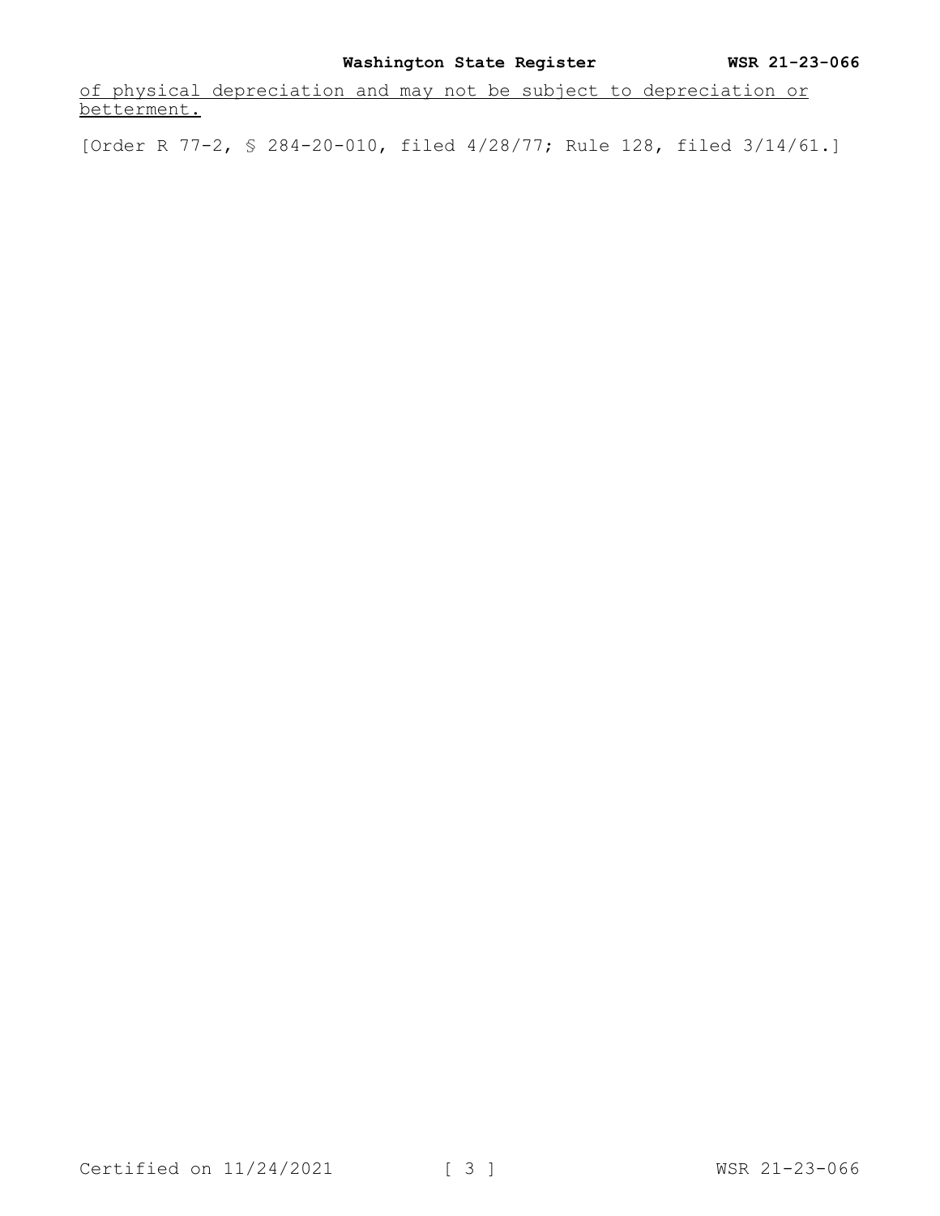<u>of physical depreciation and may not be subject to depreciation or betterment.</u>

[Order R 77-2, § 284-20-010, filed 4/28/77; Rule 128, filed 3/14/61.]